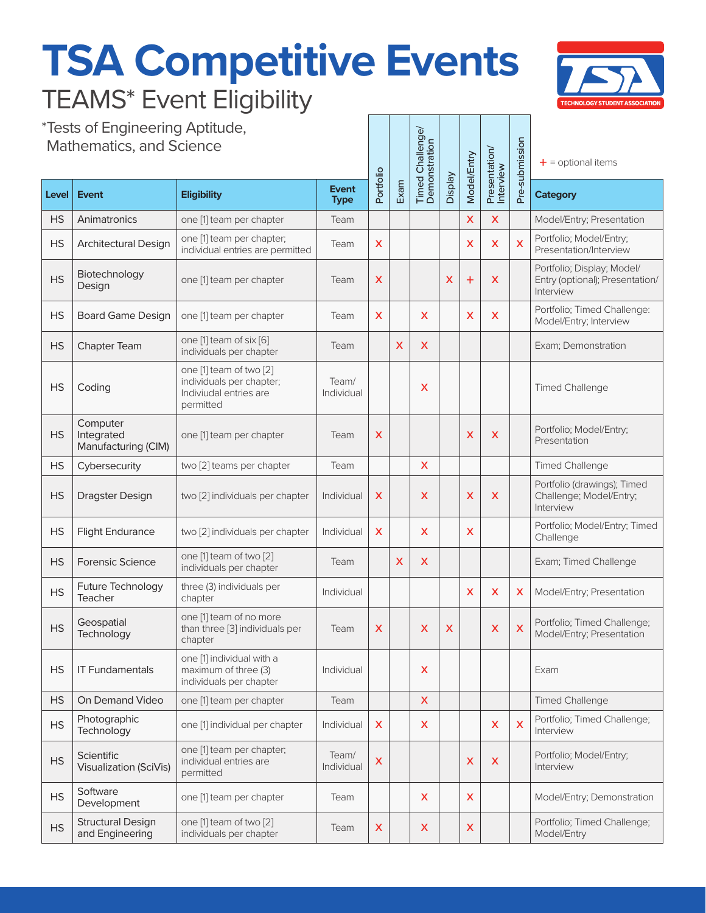# TSA Competitive Events

## TEAMS* Event Eligibility

*Tests of Engineering Aptitude, Mathematics, and Science

+ = optional items

| Level | Event | Eligibility | Event Type | Portfolio | Exam | Timed Challenge/ Demonstration | Display | Model/Entry | Presentation/ Interview | Pre-submission | Category |
|---|---|---|---|---|---|---|---|---|---|---|---|
| HS | Animatronics | one [1] team per chapter | Team | | | | | X | X | | Model/Entry; Presentation |
| HS | Architectural Design | one [1] team per chapter; individual entries are permitted | Team | X | | | | X | X | X | Portfolio; Model/Entry; Presentation/Interview |
| HS | Biotechnology Design | one [1] team per chapter | Team | X | | | X | + | X | | Portfolio; Display; Model/ Entry (optional); Presentation/ Interview |
| HS | Board Game Design | one [1] team per chapter | Team | X | | X | | X | X | | Portfolio; Timed Challenge: Model/Entry; Interview |
| HS | Chapter Team | one [1] team of six [6] individuals per chapter | Team | | X | X | | | | | Exam; Demonstration |
| HS | Coding | one [1] team of two [2] individuals per chapter; Indiviudal entries are permitted | Team/ Individual | | | X | | | | | Timed Challenge |
| HS | Computer Integrated Manufacturing (CIM) | one [1] team per chapter | Team | X | | | | X | X | | Portfolio; Model/Entry; Presentation |
| HS | Cybersecurity | two [2] teams per chapter | Team | | | X | | | | | Timed Challenge |
| HS | Dragster Design | two [2] individuals per chapter | Individual | X | | X | | X | X | | Portfolio (drawings); Timed Challenge; Model/Entry; Interview |
| HS | Flight Endurance | two [2] individuals per chapter | Individual | X | | X | | X | | | Portfolio; Model/Entry; Timed Challenge |
| HS | Forensic Science | one [1] team of two [2] individuals per chapter | Team | | X | X | | | | | Exam; Timed Challenge |
| HS | Future Technology Teacher | three (3) individuals per chapter | Individual | | | | | X | X | X | Model/Entry; Presentation |
| HS | Geospatial Technology | one [1] team of no more than three [3] individuals per chapter | Team | X | | X | X | | X | X | Portfolio; Timed Challenge; Model/Entry; Presentation |
| HS | IT Fundamentals | one [1] individual with a maximum of three (3) individuals per chapter | Individual | | | X | | | | | Exam |
| HS | On Demand Video | one [1] team per chapter | Team | | | X | | | | | Timed Challenge |
| HS | Photographic Technology | one [1] individual per chapter | Individual | X | | X | | | X | X | Portfolio; Timed Challenge; Interview |
| HS | Scientific Visualization (SciVis) | one [1] team per chapter; individual entries are permitted | Team/ Individual | X | | | | X | X | | Portfolio; Model/Entry; Interview |
| HS | Software Development | one [1] team per chapter | Team | | | X | | X | | | Model/Entry; Demonstration |
| HS | Structural Design and Engineering | one [1] team of two [2] individuals per chapter | Team | X | | X | | X | | | Portfolio; Timed Challenge; Model/Entry |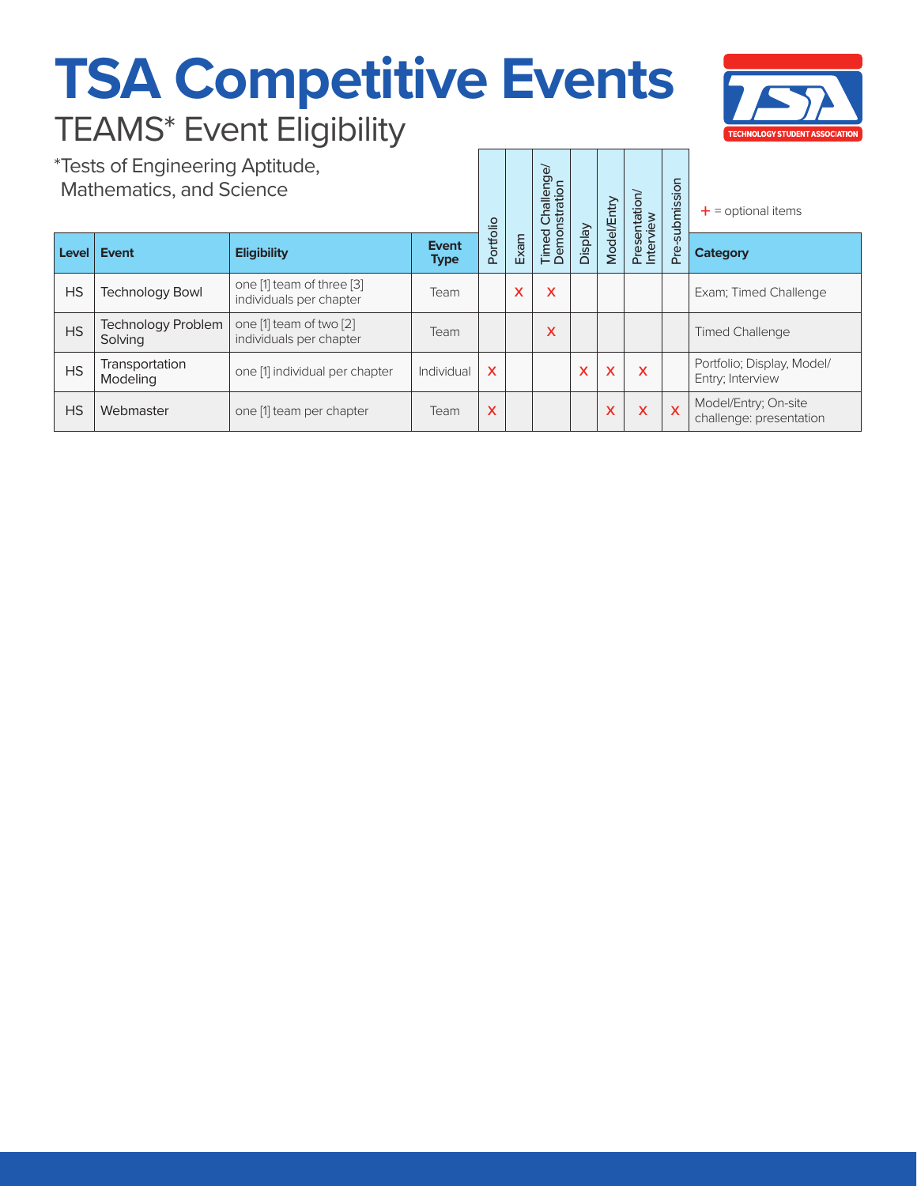# TSA Competitive Events

## TEAMS* Event Eligibility

*Tests of Engineering Aptitude, Mathematics, and Science

+ = optional items

| Level | Event | Eligibility | Event Type | Portfolio | Exam | Timed Challenge/ Demonstration | Display | Model/Entry | Presentation/ Interview | Pre-submission | Category |
|---|---|---|---|---|---|---|---|---|---|---|---|
| HS | Technology Bowl | one [1] team of three [3] individuals per chapter | Team | | X | X | | | | | Exam; Timed Challenge |
| HS | Technology Problem Solving | one [1] team of two [2] individuals per chapter | Team | | | X | | | | | Timed Challenge |
| HS | Transportation Modeling | one [1] individual per chapter | Individual | X | | | X | X | X | | Portfolio; Display, Model/ Entry; Interview |
| HS | Webmaster | one [1] team per chapter | Team | X | | | | X | X | X | Model/Entry; On-site challenge: presentation |